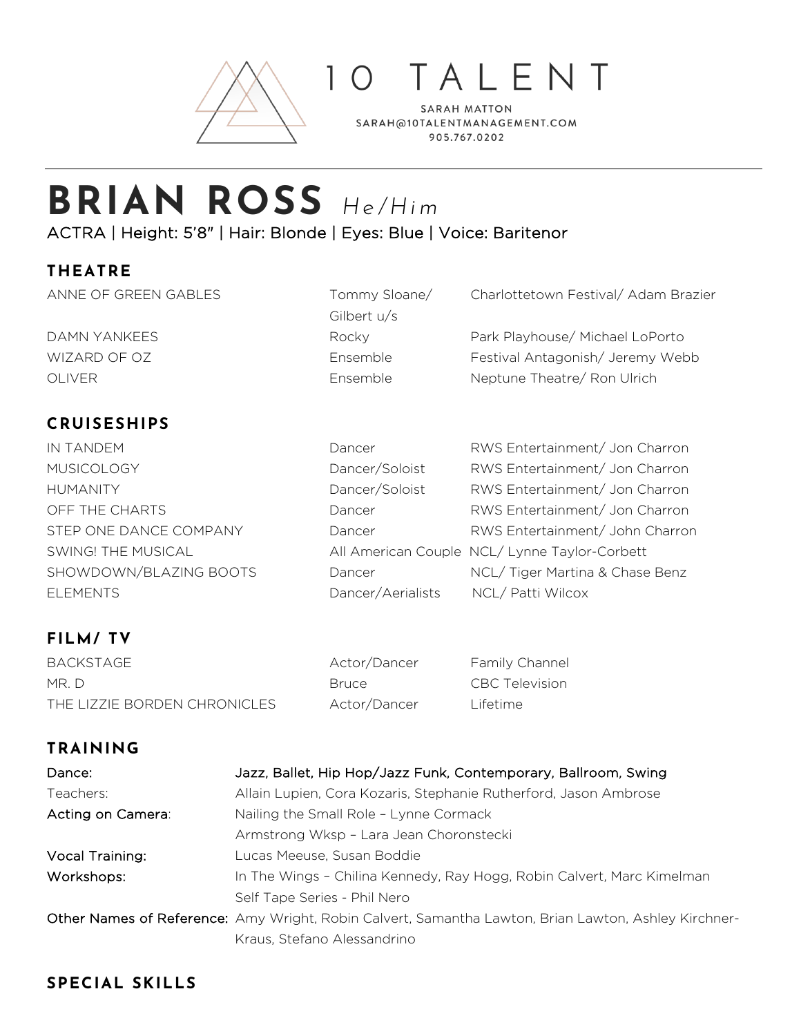10 TALENT

SARAH MATTON
SARAH@10TALENTMANAGEMENT.COM
905.767.0202

# BRIAN ROSS *He/Him*

ACTRA | Height: 5'8" | Hair: Blonde | Eyes: Blue | Voice: Baritenor

## THEATRE

| | | |
|---|---|---|
| ANNE OF GREEN GABLES | Tommy Sloane/ Gilbert u/s | Charlottetown Festival/ Adam Brazier |
| DAMN YANKEES | Rocky | Park Playhouse/ Michael LoPorto |
| WIZARD OF OZ | Ensemble | Festival Antagonish/ Jeremy Webb |
| OLIVER | Ensemble | Neptune Theatre/ Ron Ulrich |

## CRUISESHIPS

| | | |
|---|---|---|
| IN TANDEM | Dancer | RWS Entertainment/ Jon Charron |
| MUSICOLOGY | Dancer/Soloist | RWS Entertainment/ Jon Charron |
| HUMANITY | Dancer/Soloist | RWS Entertainment/ Jon Charron |
| OFF THE CHARTS | Dancer | RWS Entertainment/ Jon Charron |
| STEP ONE DANCE COMPANY | Dancer | RWS Entertainment/ John Charron |
| SWING! THE MUSICAL | All American Couple | NCL/ Lynne Taylor-Corbett |
| SHOWDOWN/BLAZING BOOTS | Dancer | NCL/ Tiger Martina & Chase Benz |
| ELEMENTS | Dancer/Aerialists | NCL/ Patti Wilcox |

## FILM/ TV

| | | |
|---|---|---|
| BACKSTAGE | Actor/Dancer | Family Channel |
| MR. D | Bruce | CBC Television |
| THE LIZZIE BORDEN CHRONICLES | Actor/Dancer | Lifetime |

## TRAINING

| | |
|---|---|
| Dance: | Jazz, Ballet, Hip Hop/Jazz Funk, Contemporary, Ballroom, Swing |
| Teachers: | Allain Lupien, Cora Kozaris, Stephanie Rutherford, Jason Ambrose |
| Acting on Camera: | Nailing the Small Role – Lynne Cormack<br>Armstrong Wksp – Lara Jean Choronstecki |
| Vocal Training: | Lucas Meeuse, Susan Boddie |
| Workshops: | In The Wings – Chilina Kennedy, Ray Hogg, Robin Calvert, Marc Kimelman<br>Self Tape Series - Phil Nero |
| Other Names of Reference: | Amy Wright, Robin Calvert, Samantha Lawton, Brian Lawton, Ashley Kirchner-Kraus, Stefano Alessandrino |

## SPECIAL SKILLS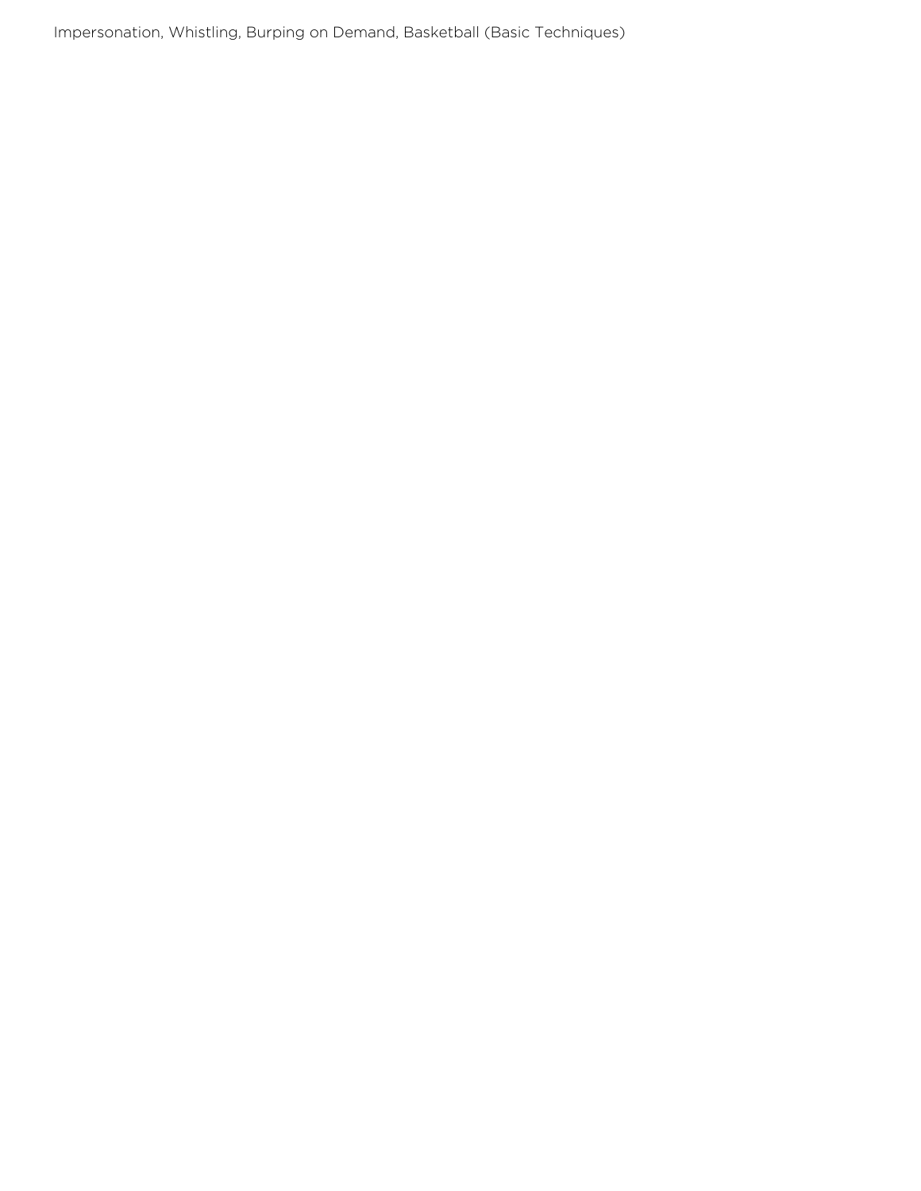Impersonation, Whistling, Burping on Demand, Basketball (Basic Techniques)